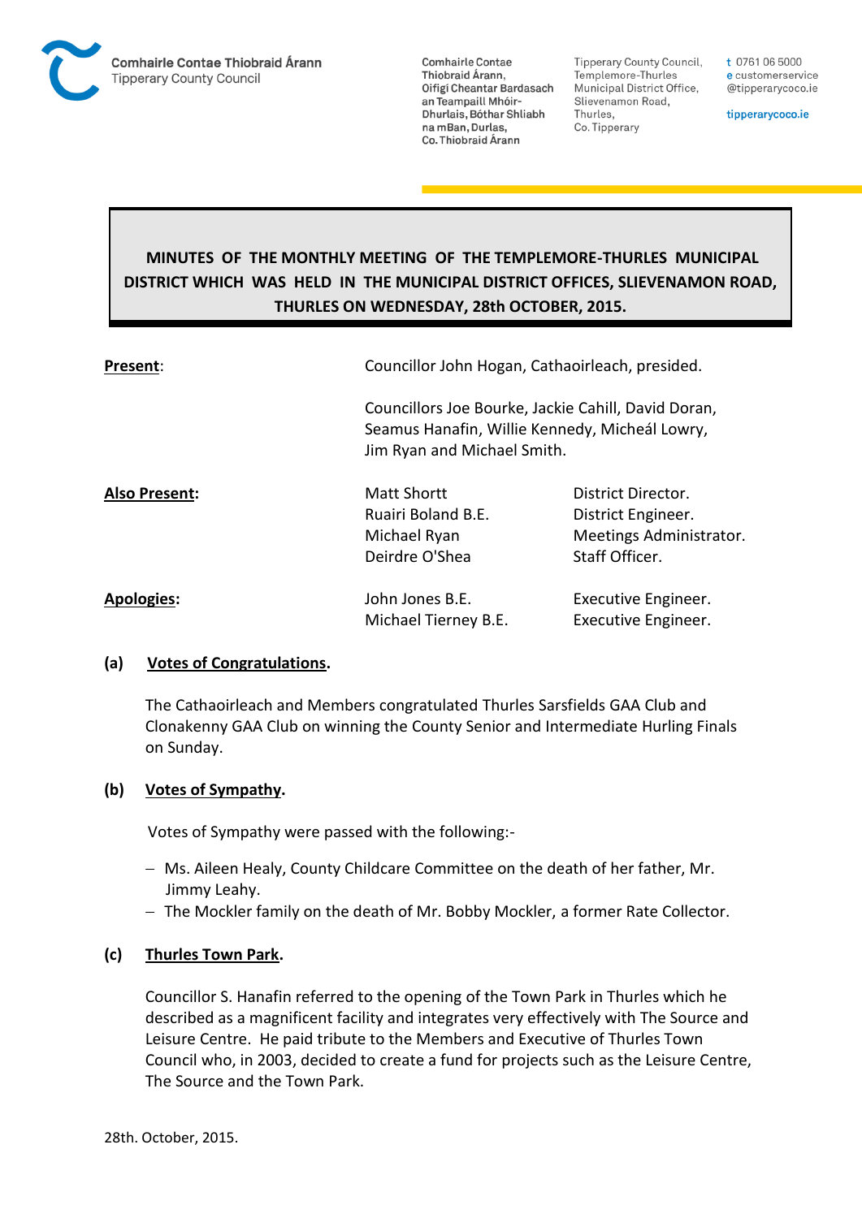Comhairle Contae Thiobraid Árann
Tipperary County Council

Comhairle Contae Thiobraid Árann, Oifigí Cheantar Bardasach an Teampaill Mhóir-Dhurlais, Bóthar Shliabh na mBan, Durlas, Co. Thiobraid Árann

Tipperary County Council, Templemore-Thurles Municipal District Office, Slievenamon Road, Thurles, Co. Tipperary

t 0761 06 5000
e customerservice
@tipperarycoco.ie

tipperarycoco.ie

**MINUTES OF THE MONTHLY MEETING OF THE TEMPLEMORE-THURLES MUNICIPAL DISTRICT WHICH WAS HELD IN THE MUNICIPAL DISTRICT OFFICES, SLIEVENAMON ROAD, THURLES ON WEDNESDAY, 28th OCTOBER, 2015.**

| | | |
|---|---|---|
| **Present**: | Councillor John Hogan, Cathaoirleach, presided. | |
| | Councillors Joe Bourke, Jackie Cahill, David Doran, Seamus Hanafin, Willie Kennedy, Micheál Lowry, Jim Ryan and Michael Smith. | |
| **Also Present:** | Matt Shortt | District Director. |
| | Ruairi Boland B.E. | District Engineer. |
| | Michael Ryan | Meetings Administrator. |
| | Deirdre O'Shea | Staff Officer. |
| **Apologies:** | John Jones B.E. | Executive Engineer. |
| | Michael Tierney B.E. | Executive Engineer. |

**(a) Votes of Congratulations.**

The Cathaoirleach and Members congratulated Thurles Sarsfields GAA Club and Clonakenny GAA Club on winning the County Senior and Intermediate Hurling Finals on Sunday.

**(b) Votes of Sympathy.**

Votes of Sympathy were passed with the following:-

- Ms. Aileen Healy, County Childcare Committee on the death of her father, Mr. Jimmy Leahy.
- The Mockler family on the death of Mr. Bobby Mockler, a former Rate Collector.

**(c) Thurles Town Park.**

Councillor S. Hanafin referred to the opening of the Town Park in Thurles which he described as a magnificent facility and integrates very effectively with The Source and Leisure Centre. He paid tribute to the Members and Executive of Thurles Town Council who, in 2003, decided to create a fund for projects such as the Leisure Centre, The Source and the Town Park.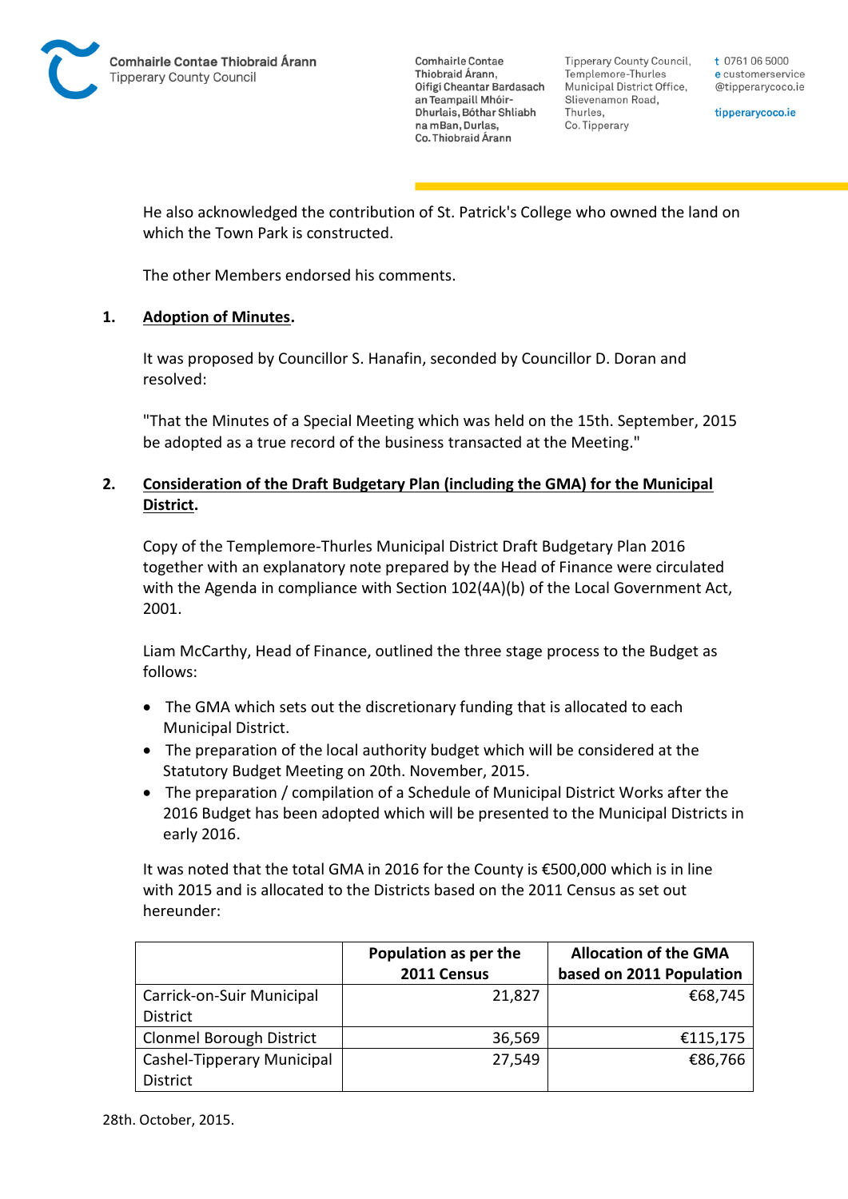He also acknowledged the contribution of St. Patrick's College who owned the land on which the Town Park is constructed.

The other Members endorsed his comments.

## 1. Adoption of Minutes.

It was proposed by Councillor S. Hanafin, seconded by Councillor D. Doran and resolved:

"That the Minutes of a Special Meeting which was held on the 15th. September, 2015 be adopted as a true record of the business transacted at the Meeting."

## 2. Consideration of the Draft Budgetary Plan (including the GMA) for the Municipal District.

Copy of the Templemore-Thurles Municipal District Draft Budgetary Plan 2016 together with an explanatory note prepared by the Head of Finance were circulated with the Agenda in compliance with Section 102(4A)(b) of the Local Government Act, 2001.

Liam McCarthy, Head of Finance, outlined the three stage process to the Budget as follows:

- The GMA which sets out the discretionary funding that is allocated to each Municipal District.
- The preparation of the local authority budget which will be considered at the Statutory Budget Meeting on 20th. November, 2015.
- The preparation / compilation of a Schedule of Municipal District Works after the 2016 Budget has been adopted which will be presented to the Municipal Districts in early 2016.

It was noted that the total GMA in 2016 for the County is €500,000 which is in line with 2015 and is allocated to the Districts based on the 2011 Census as set out hereunder:

| | Population as per the 2011 Census | Allocation of the GMA based on 2011 Population |
|---|---|---|
| Carrick-on-Suir Municipal District | 21,827 | €68,745 |
| Clonmel Borough District | 36,569 | €115,175 |
| Cashel-Tipperary Municipal District | 27,549 | €86,766 |

28th. October, 2015.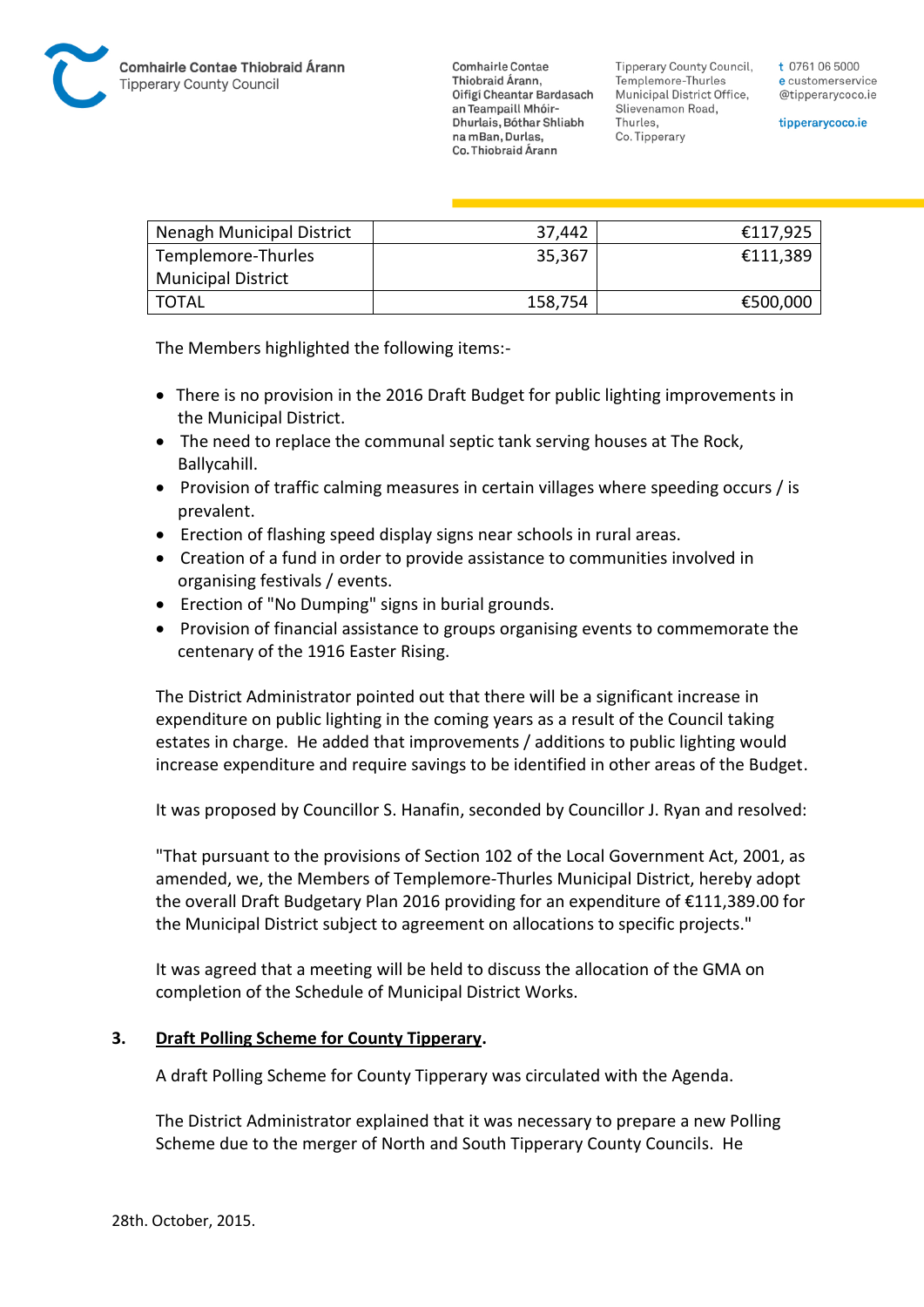| Nenagh Municipal District | 37,442 | €117,925 |
|---|---|---|
| Templemore-Thurles Municipal District | 35,367 | €111,389 |
| TOTAL | 158,754 | €500,000 |

The Members highlighted the following items:-

- There is no provision in the 2016 Draft Budget for public lighting improvements in the Municipal District.
- The need to replace the communal septic tank serving houses at The Rock, Ballycahill.
- Provision of traffic calming measures in certain villages where speeding occurs / is prevalent.
- Erection of flashing speed display signs near schools in rural areas.
- Creation of a fund in order to provide assistance to communities involved in organising festivals / events.
- Erection of "No Dumping" signs in burial grounds.
- Provision of financial assistance to groups organising events to commemorate the centenary of the 1916 Easter Rising.

The District Administrator pointed out that there will be a significant increase in expenditure on public lighting in the coming years as a result of the Council taking estates in charge. He added that improvements / additions to public lighting would increase expenditure and require savings to be identified in other areas of the Budget.

It was proposed by Councillor S. Hanafin, seconded by Councillor J. Ryan and resolved:

"That pursuant to the provisions of Section 102 of the Local Government Act, 2001, as amended, we, the Members of Templemore-Thurles Municipal District, hereby adopt the overall Draft Budgetary Plan 2016 providing for an expenditure of €111,389.00 for the Municipal District subject to agreement on allocations to specific projects."

It was agreed that a meeting will be held to discuss the allocation of the GMA on completion of the Schedule of Municipal District Works.

## 3. Draft Polling Scheme for County Tipperary.

A draft Polling Scheme for County Tipperary was circulated with the Agenda.

The District Administrator explained that it was necessary to prepare a new Polling Scheme due to the merger of North and South Tipperary County Councils. He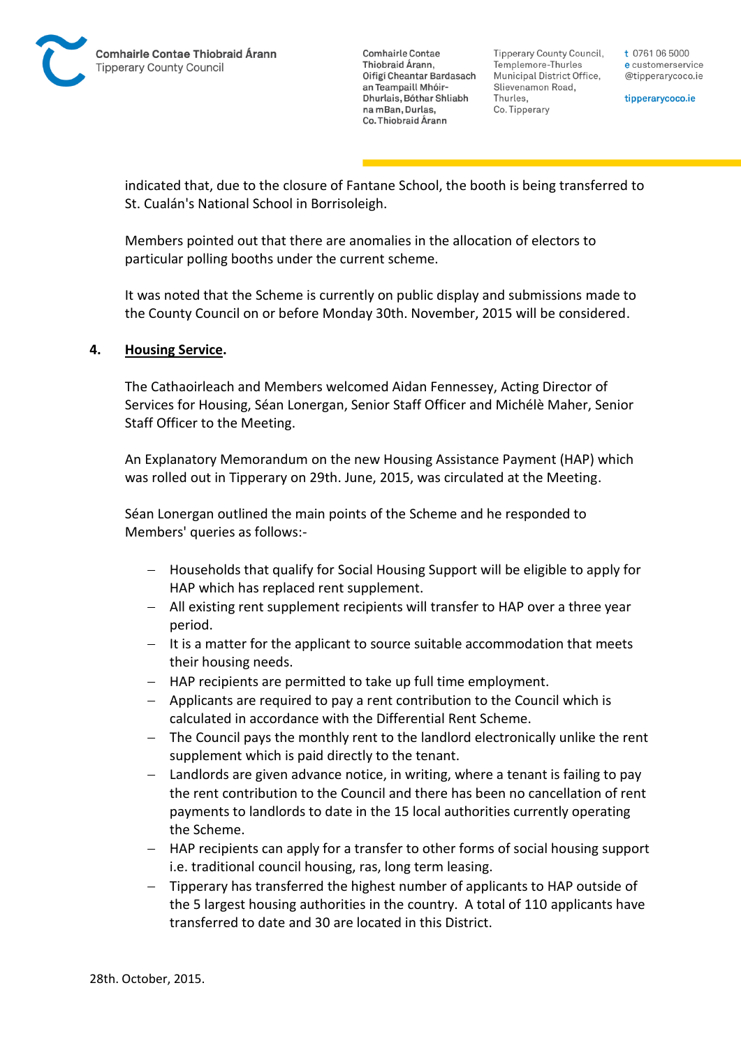indicated that, due to the closure of Fantane School, the booth is being transferred to St. Cualán's National School in Borrisoleigh.

Members pointed out that there are anomalies in the allocation of electors to particular polling booths under the current scheme.

It was noted that the Scheme is currently on public display and submissions made to the County Council on or before Monday 30th. November, 2015 will be considered.

**4. Housing Service.**

The Cathaoirleach and Members welcomed Aidan Fennessey, Acting Director of Services for Housing, Séan Lonergan, Senior Staff Officer and Michélè Maher, Senior Staff Officer to the Meeting.

An Explanatory Memorandum on the new Housing Assistance Payment (HAP) which was rolled out in Tipperary on 29th. June, 2015, was circulated at the Meeting.

Séan Lonergan outlined the main points of the Scheme and he responded to Members' queries as follows:-

- Households that qualify for Social Housing Support will be eligible to apply for HAP which has replaced rent supplement.
- All existing rent supplement recipients will transfer to HAP over a three year period.
- It is a matter for the applicant to source suitable accommodation that meets their housing needs.
- HAP recipients are permitted to take up full time employment.
- Applicants are required to pay a rent contribution to the Council which is calculated in accordance with the Differential Rent Scheme.
- The Council pays the monthly rent to the landlord electronically unlike the rent supplement which is paid directly to the tenant.
- Landlords are given advance notice, in writing, where a tenant is failing to pay the rent contribution to the Council and there has been no cancellation of rent payments to landlords to date in the 15 local authorities currently operating the Scheme.
- HAP recipients can apply for a transfer to other forms of social housing support i.e. traditional council housing, ras, long term leasing.
- Tipperary has transferred the highest number of applicants to HAP outside of the 5 largest housing authorities in the country. A total of 110 applicants have transferred to date and 30 are located in this District.

28th. October, 2015.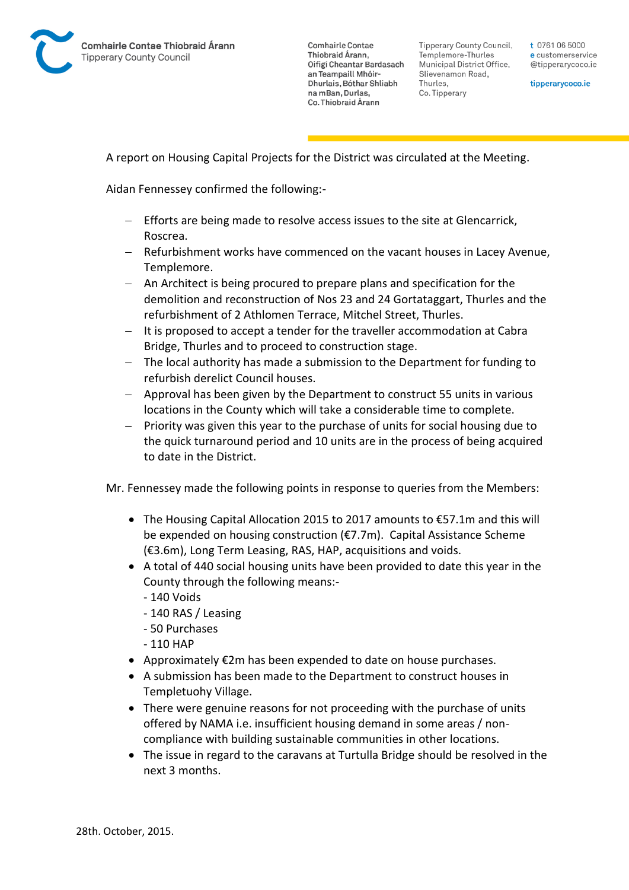A report on Housing Capital Projects for the District was circulated at the Meeting.

Aidan Fennessey confirmed the following:-

- Efforts are being made to resolve access issues to the site at Glencarrick, Roscrea.
- Refurbishment works have commenced on the vacant houses in Lacey Avenue, Templemore.
- An Architect is being procured to prepare plans and specification for the demolition and reconstruction of Nos 23 and 24 Gortataggart, Thurles and the refurbishment of 2 Athlomen Terrace, Mitchel Street, Thurles.
- It is proposed to accept a tender for the traveller accommodation at Cabra Bridge, Thurles and to proceed to construction stage.
- The local authority has made a submission to the Department for funding to refurbish derelict Council houses.
- Approval has been given by the Department to construct 55 units in various locations in the County which will take a considerable time to complete.
- Priority was given this year to the purchase of units for social housing due to the quick turnaround period and 10 units are in the process of being acquired to date in the District.

Mr. Fennessey made the following points in response to queries from the Members:

- The Housing Capital Allocation 2015 to 2017 amounts to €57.1m and this will be expended on housing construction (€7.7m). Capital Assistance Scheme (€3.6m), Long Term Leasing, RAS, HAP, acquisitions and voids.
- A total of 440 social housing units have been provided to date this year in the County through the following means:-
  - 140 Voids
  - 140 RAS / Leasing
  - 50 Purchases
  - 110 HAP
- Approximately €2m has been expended to date on house purchases.
- A submission has been made to the Department to construct houses in Templetuohy Village.
- There were genuine reasons for not proceeding with the purchase of units offered by NAMA i.e. insufficient housing demand in some areas / non-compliance with building sustainable communities in other locations.
- The issue in regard to the caravans at Turtulla Bridge should be resolved in the next 3 months.

28th. October, 2015.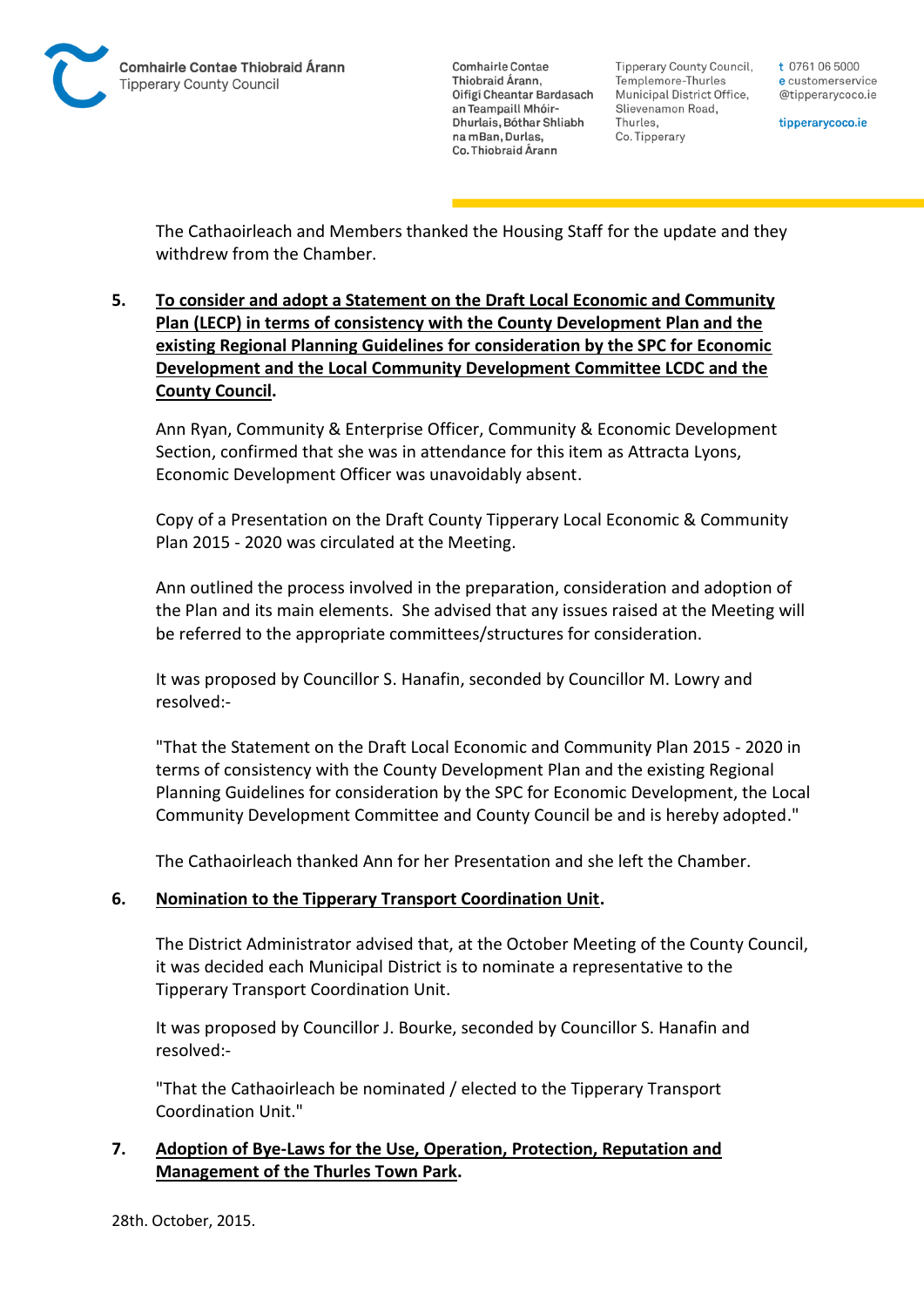The Cathaoirleach and Members thanked the Housing Staff for the update and they withdrew from the Chamber.

5. **To consider and adopt a Statement on the Draft Local Economic and Community Plan (LECP) in terms of consistency with the County Development Plan and the existing Regional Planning Guidelines for consideration by the SPC for Economic Development and the Local Community Development Committee LCDC and the County Council.**

Ann Ryan, Community & Enterprise Officer, Community & Economic Development Section, confirmed that she was in attendance for this item as Attracta Lyons, Economic Development Officer was unavoidably absent.

Copy of a Presentation on the Draft County Tipperary Local Economic & Community Plan 2015 - 2020 was circulated at the Meeting.

Ann outlined the process involved in the preparation, consideration and adoption of the Plan and its main elements. She advised that any issues raised at the Meeting will be referred to the appropriate committees/structures for consideration.

It was proposed by Councillor S. Hanafin, seconded by Councillor M. Lowry and resolved:-

"That the Statement on the Draft Local Economic and Community Plan 2015 - 2020 in terms of consistency with the County Development Plan and the existing Regional Planning Guidelines for consideration by the SPC for Economic Development, the Local Community Development Committee and County Council be and is hereby adopted."

The Cathaoirleach thanked Ann for her Presentation and she left the Chamber.

6. **Nomination to the Tipperary Transport Coordination Unit.**

The District Administrator advised that, at the October Meeting of the County Council, it was decided each Municipal District is to nominate a representative to the Tipperary Transport Coordination Unit.

It was proposed by Councillor J. Bourke, seconded by Councillor S. Hanafin and resolved:-

"That the Cathaoirleach be nominated / elected to the Tipperary Transport Coordination Unit."

7. **Adoption of Bye-Laws for the Use, Operation, Protection, Reputation and Management of the Thurles Town Park.**

28th. October, 2015.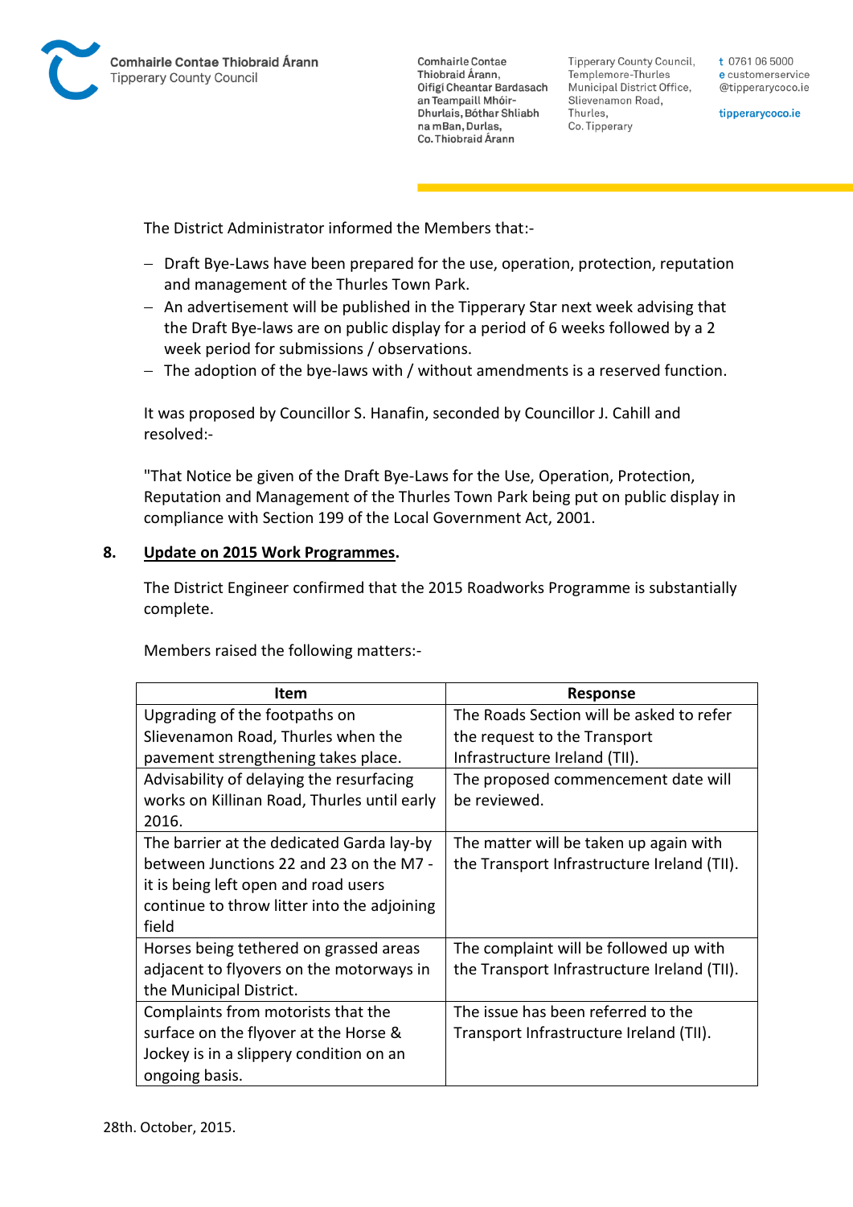The District Administrator informed the Members that:-

- Draft Bye-Laws have been prepared for the use, operation, protection, reputation and management of the Thurles Town Park.
- An advertisement will be published in the Tipperary Star next week advising that the Draft Bye-laws are on public display for a period of 6 weeks followed by a 2 week period for submissions / observations.
- The adoption of the bye-laws with / without amendments is a reserved function.

It was proposed by Councillor S. Hanafin, seconded by Councillor J. Cahill and resolved:-

"That Notice be given of the Draft Bye-Laws for the Use, Operation, Protection, Reputation and Management of the Thurles Town Park being put on public display in compliance with Section 199 of the Local Government Act, 2001.

**8. Update on 2015 Work Programmes.**

The District Engineer confirmed that the 2015 Roadworks Programme is substantially complete.

Members raised the following matters:-

| Item | Response |
|---|---|
| Upgrading of the footpaths on Slievenamon Road, Thurles when the pavement strengthening takes place. | The Roads Section will be asked to refer the request to the Transport Infrastructure Ireland (TII). |
| Advisability of delaying the resurfacing works on Killinan Road, Thurles until early 2016. | The proposed commencement date will be reviewed. |
| The barrier at the dedicated Garda lay-by between Junctions 22 and 23 on the M7 - it is being left open and road users continue to throw litter into the adjoining field | The matter will be taken up again with the Transport Infrastructure Ireland (TII). |
| Horses being tethered on grassed areas adjacent to flyovers on the motorways in the Municipal District. | The complaint will be followed up with the Transport Infrastructure Ireland (TII). |
| Complaints from motorists that the surface on the flyover at the Horse & Jockey is in a slippery condition on an ongoing basis. | The issue has been referred to the Transport Infrastructure Ireland (TII). |

28th. October, 2015.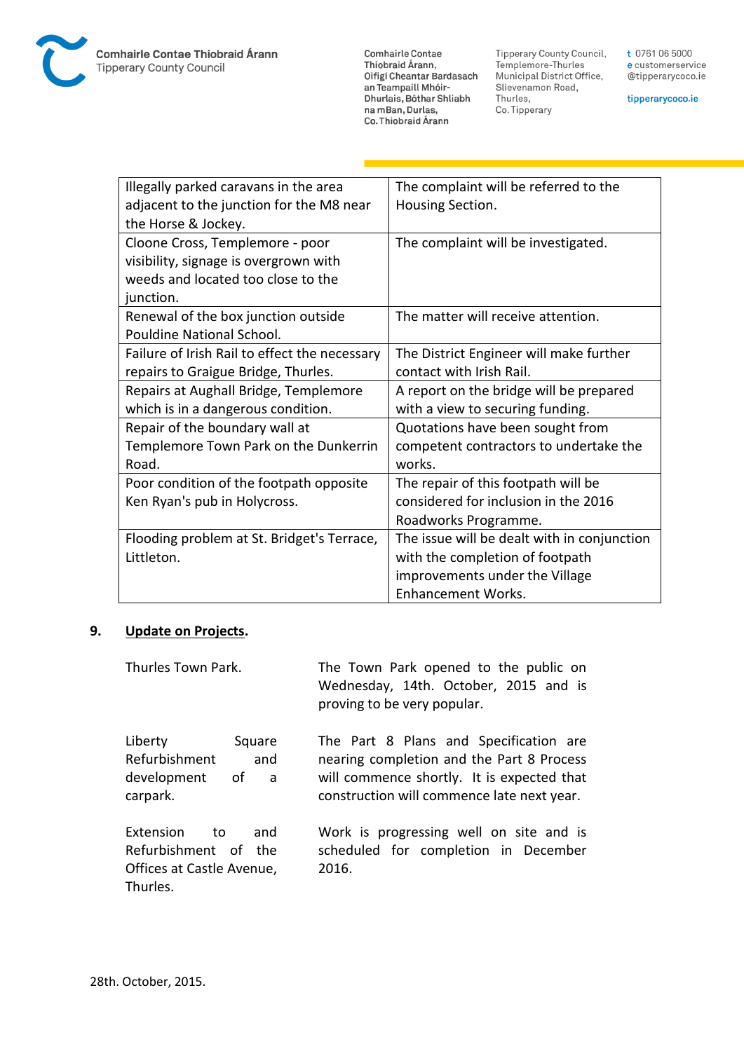| | |
|---|---|
| Illegally parked caravans in the area adjacent to the junction for the M8 near the Horse & Jockey. | The complaint will be referred to the Housing Section. |
| Cloone Cross, Templemore - poor visibility, signage is overgrown with weeds and located too close to the junction. | The complaint will be investigated. |
| Renewal of the box junction outside Pouldine National School. | The matter will receive attention. |
| Failure of Irish Rail to effect the necessary repairs to Graigue Bridge, Thurles. | The District Engineer will make further contact with Irish Rail. |
| Repairs at Aughall Bridge, Templemore which is in a dangerous condition. | A report on the bridge will be prepared with a view to securing funding. |
| Repair of the boundary wall at Templemore Town Park on the Dunkerrin Road. | Quotations have been sought from competent contractors to undertake the works. |
| Poor condition of the footpath opposite Ken Ryan's pub in Holycross. | The repair of this footpath will be considered for inclusion in the 2016 Roadworks Programme. |
| Flooding problem at St. Bridget's Terrace, Littleton. | The issue will be dealt with in conjunction with the completion of footpath improvements under the Village Enhancement Works. |

## 9. Update on Projects.

| | |
|---|---|
| Thurles Town Park. | The Town Park opened to the public on Wednesday, 14th. October, 2015 and is proving to be very popular. |
| Liberty Square Refurbishment and development of a carpark. | The Part 8 Plans and Specification are nearing completion and the Part 8 Process will commence shortly. It is expected that construction will commence late next year. |
| Extension to and Refurbishment of the Offices at Castle Avenue, Thurles. | Work is progressing well on site and is scheduled for completion in December 2016. |

28th. October, 2015.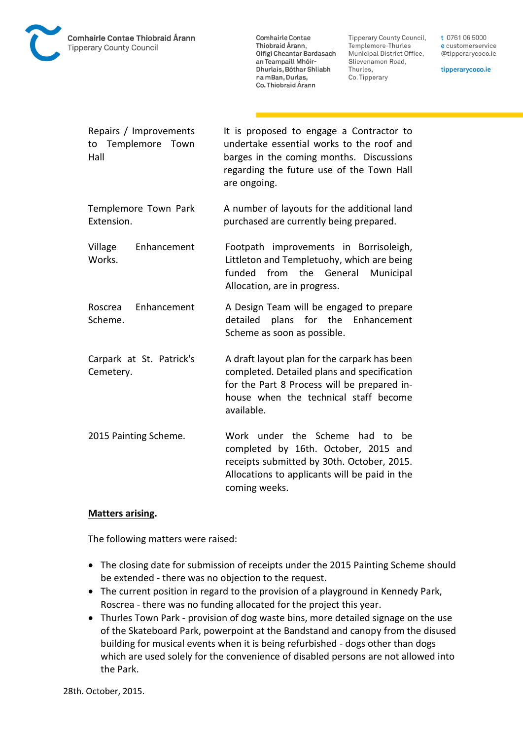| | |
|---|---|
| Repairs / Improvements to Templemore Town Hall | It is proposed to engage a Contractor to undertake essential works to the roof and barges in the coming months. Discussions regarding the future use of the Town Hall are ongoing. |
| Templemore Town Park Extension. | A number of layouts for the additional land purchased are currently being prepared. |
| Village Enhancement Works. | Footpath improvements in Borrisoleigh, Littleton and Templetuohy, which are being funded from the General Municipal Allocation, are in progress. |
| Roscrea Enhancement Scheme. | A Design Team will be engaged to prepare detailed plans for the Enhancement Scheme as soon as possible. |
| Carpark at St. Patrick's Cemetery. | A draft layout plan for the carpark has been completed. Detailed plans and specification for the Part 8 Process will be prepared in-house when the technical staff become available. |
| 2015 Painting Scheme. | Work under the Scheme had to be completed by 16th. October, 2015 and receipts submitted by 30th. October, 2015. Allocations to applicants will be paid in the coming weeks. |

**Matters arising.**

The following matters were raised:

- The closing date for submission of receipts under the 2015 Painting Scheme should be extended - there was no objection to the request.
- The current position in regard to the provision of a playground in Kennedy Park, Roscrea - there was no funding allocated for the project this year.
- Thurles Town Park - provision of dog waste bins, more detailed signage on the use of the Skateboard Park, powerpoint at the Bandstand and canopy from the disused building for musical events when it is being refurbished - dogs other than dogs which are used solely for the convenience of disabled persons are not allowed into the Park.

28th. October, 2015.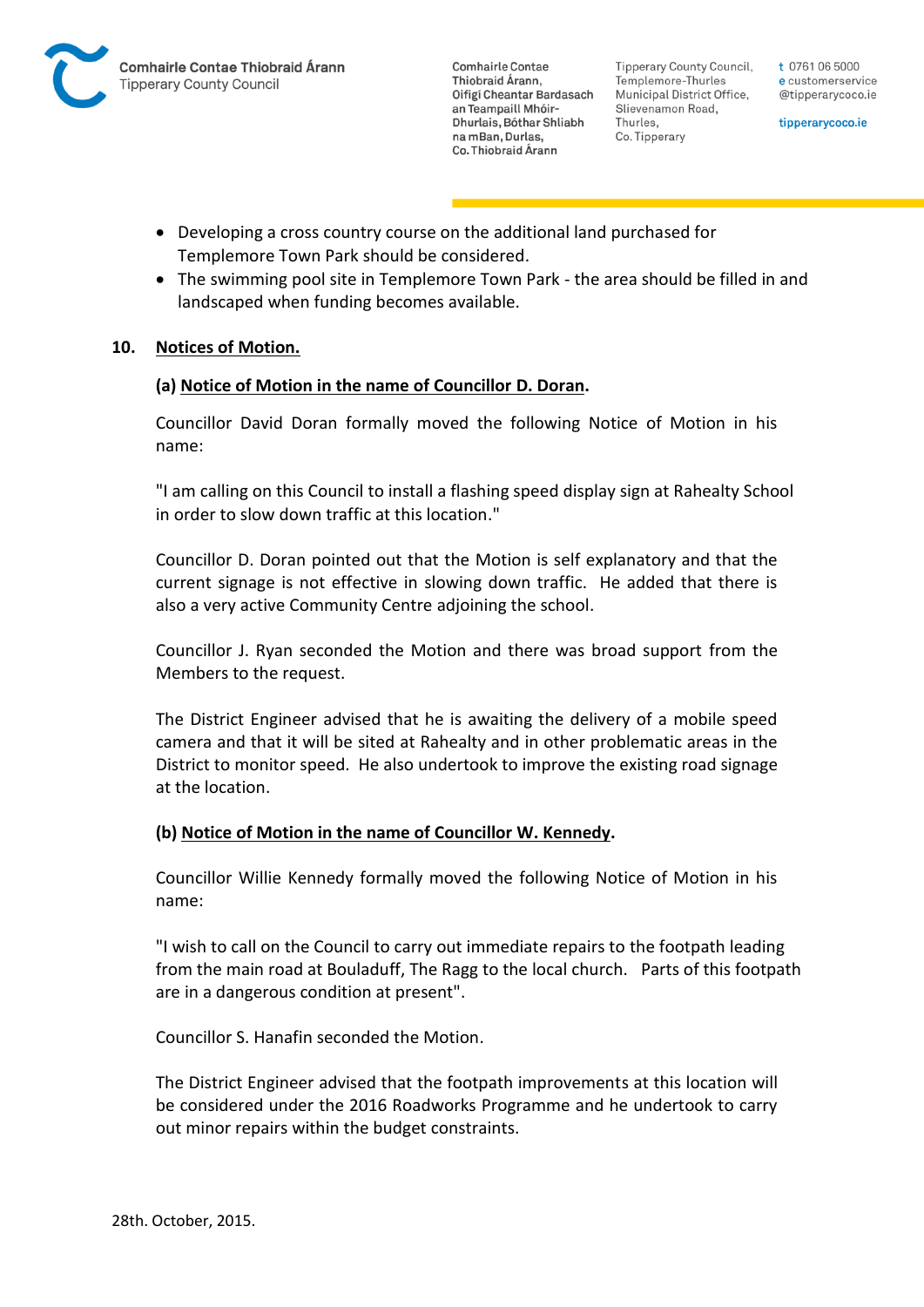- Developing a cross country course on the additional land purchased for Templemore Town Park should be considered.
- The swimming pool site in Templemore Town Park - the area should be filled in and landscaped when funding becomes available.

**10. Notices of Motion.**

**(a) Notice of Motion in the name of Councillor D. Doran.**

Councillor David Doran formally moved the following Notice of Motion in his name:

"I am calling on this Council to install a flashing speed display sign at Rahealty School in order to slow down traffic at this location."

Councillor D. Doran pointed out that the Motion is self explanatory and that the current signage is not effective in slowing down traffic. He added that there is also a very active Community Centre adjoining the school.

Councillor J. Ryan seconded the Motion and there was broad support from the Members to the request.

The District Engineer advised that he is awaiting the delivery of a mobile speed camera and that it will be sited at Rahealty and in other problematic areas in the District to monitor speed. He also undertook to improve the existing road signage at the location.

**(b) Notice of Motion in the name of Councillor W. Kennedy.**

Councillor Willie Kennedy formally moved the following Notice of Motion in his name:

"I wish to call on the Council to carry out immediate repairs to the footpath leading from the main road at Bouladuff, The Ragg to the local church. Parts of this footpath are in a dangerous condition at present".

Councillor S. Hanafin seconded the Motion.

The District Engineer advised that the footpath improvements at this location will be considered under the 2016 Roadworks Programme and he undertook to carry out minor repairs within the budget constraints.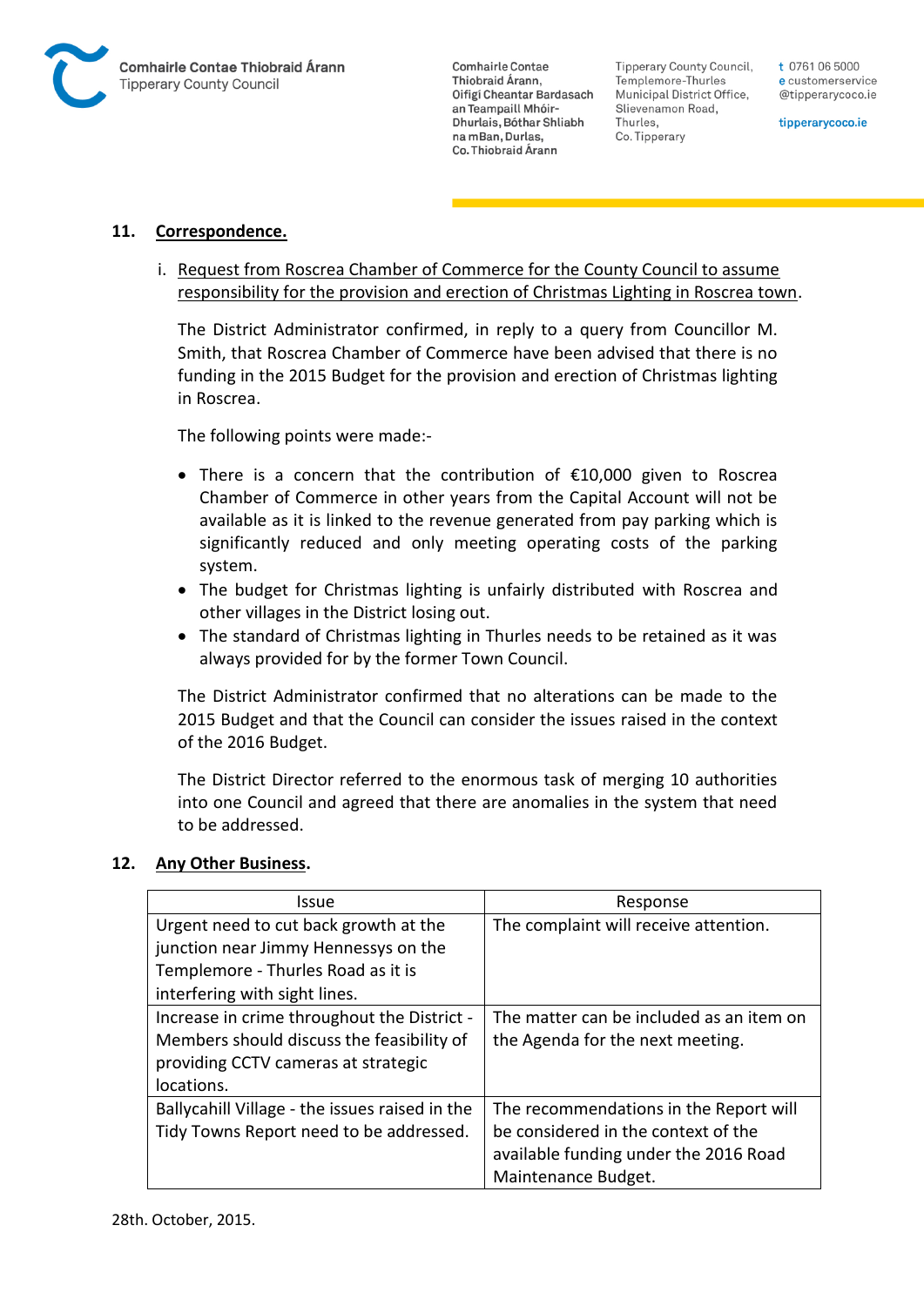## 11. Correspondence.

i. Request from Roscrea Chamber of Commerce for the County Council to assume responsibility for the provision and erection of Christmas Lighting in Roscrea town.

The District Administrator confirmed, in reply to a query from Councillor M. Smith, that Roscrea Chamber of Commerce have been advised that there is no funding in the 2015 Budget for the provision and erection of Christmas lighting in Roscrea.

The following points were made:-

- There is a concern that the contribution of €10,000 given to Roscrea Chamber of Commerce in other years from the Capital Account will not be available as it is linked to the revenue generated from pay parking which is significantly reduced and only meeting operating costs of the parking system.
- The budget for Christmas lighting is unfairly distributed with Roscrea and other villages in the District losing out.
- The standard of Christmas lighting in Thurles needs to be retained as it was always provided for by the former Town Council.

The District Administrator confirmed that no alterations can be made to the 2015 Budget and that the Council can consider the issues raised in the context of the 2016 Budget.

The District Director referred to the enormous task of merging 10 authorities into one Council and agreed that there are anomalies in the system that need to be addressed.

## 12. Any Other Business.

| Issue | Response |
|---|---|
| Urgent need to cut back growth at the junction near Jimmy Hennessys on the Templemore - Thurles Road as it is interfering with sight lines. | The complaint will receive attention. |
| Increase in crime throughout the District - Members should discuss the feasibility of providing CCTV cameras at strategic locations. | The matter can be included as an item on the Agenda for the next meeting. |
| Ballycahill Village - the issues raised in the Tidy Towns Report need to be addressed. | The recommendations in the Report will be considered in the context of the available funding under the 2016 Road Maintenance Budget. |

28th. October, 2015.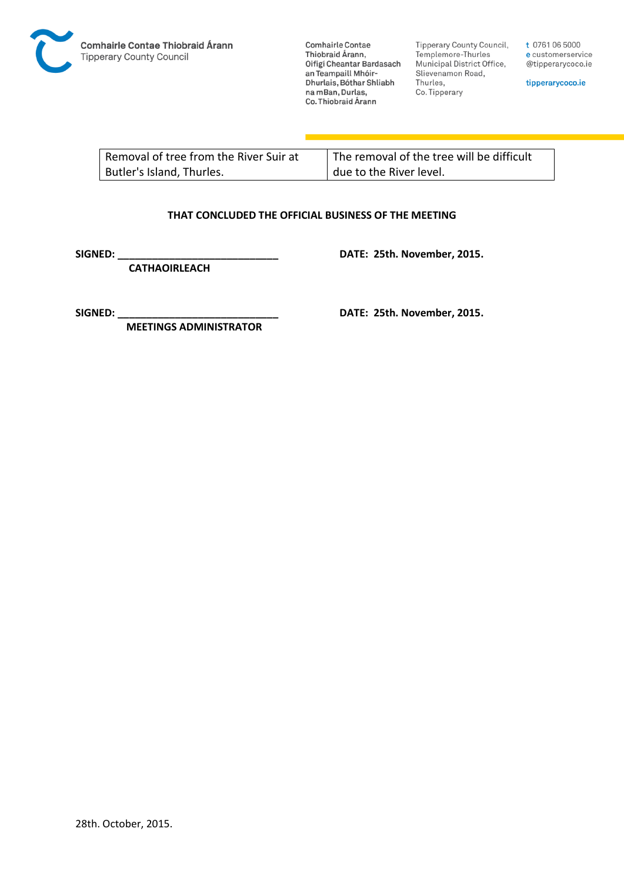| | |
|---|---|
| Removal of tree from the River Suir at Butler's Island, Thurles. | The removal of the tree will be difficult due to the River level. |

**THAT CONCLUDED THE OFFICIAL BUSINESS OF THE MEETING**

**SIGNED: ____________________________** **DATE: 25th. November, 2015.**

**CATHAOIRLEACH**

**SIGNED: ____________________________** **DATE: 25th. November, 2015.**

**MEETINGS ADMINISTRATOR**

28th. October, 2015.